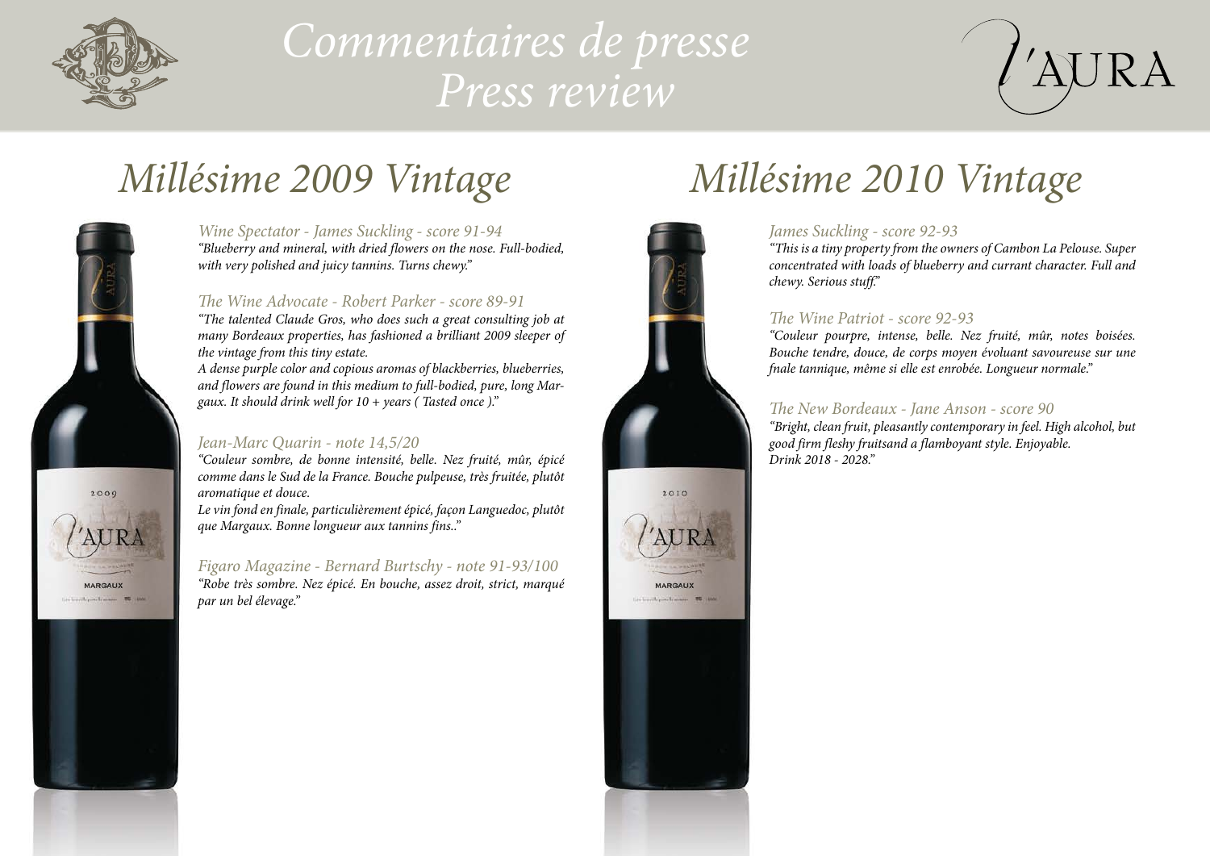# Commentaires de presse
# Press review

L'AURA

## Millésime 2009 Vintage

*Wine Spectator - James Suckling - score 91-94*

*"Blueberry and mineral, with dried flowers on the nose. Full-bodied, with very polished and juicy tannins. Turns chewy."*

*The Wine Advocate - Robert Parker - score 89-91*

*"The talented Claude Gros, who does such a great consulting job at many Bordeaux properties, has fashioned a brilliant 2009 sleeper of the vintage from this tiny estate.*

*A dense purple color and copious aromas of blackberries, blueberries, and flowers are found in this medium to full-bodied, pure, long Margaux. It should drink well for 10 + years ( Tasted once )."*

*Jean-Marc Quarin - note 14,5/20*

*"Couleur sombre, de bonne intensité, belle. Nez fruité, mûr, épicé comme dans le Sud de la France. Bouche pulpeuse, très fruitée, plutôt aromatique et douce.*

*Le vin fond en finale, particulièrement épicé, façon Languedoc, plutôt que Margaux. Bonne longueur aux tannins fins.."*

*Figaro Magazine - Bernard Burtschy - note 91-93/100*

*"Robe très sombre. Nez épicé. En bouche, assez droit, strict, marqué par un bel élevage."*

## Millésime 2010 Vintage

*James Suckling - score 92-93*

*"This is a tiny property from the owners of Cambon La Pelouse. Super concentrated with loads of blueberry and currant character. Full and chewy. Serious stuff."*

*The Wine Patriot - score 92-93*

*"Couleur pourpre, intense, belle. Nez fruité, mûr, notes boisées. Bouche tendre, douce, de corps moyen évoluant savoureuse sur une fnale tannique, même si elle est enrobée. Longueur normale."*

*The New Bordeaux - Jane Anson - score 90*

*"Bright, clean fruit, pleasantly contemporary in feel. High alcohol, but good firm fleshy fruitsand a flamboyant style. Enjoyable. Drink 2018 - 2028."*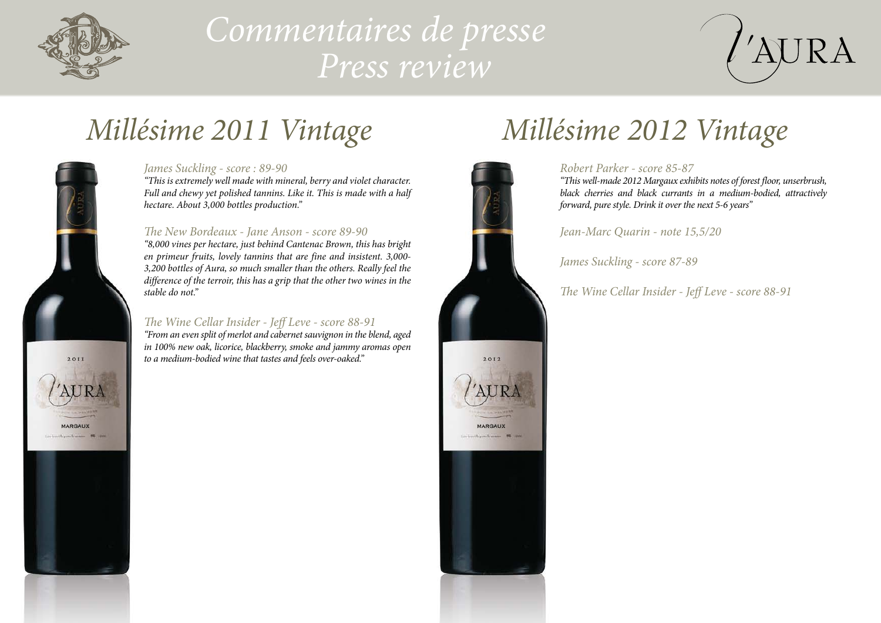# Commentaires de presse
# Press review

## Millésime 2011 Vintage

*James Suckling - score : 89-90*

*"This is extremely well made with mineral, berry and violet character. Full and chewy yet polished tannins. Like it. This is made with a half hectare. About 3,000 bottles production."*

*The New Bordeaux - Jane Anson - score 89-90*

*"8,000 vines per hectare, just behind Cantenac Brown, this has bright en primeur fruits, lovely tannins that are fine and insistent. 3,000-3,200 bottles of Aura, so much smaller than the others. Really feel the difference of the terroir, this has a grip that the other two wines in the stable do not."*

*The Wine Cellar Insider - Jeff Leve - score 88-91*

*"From an even split of merlot and cabernet sauvignon in the blend, aged in 100% new oak, licorice, blackberry, smoke and jammy aromas open to a medium-bodied wine that tastes and feels over-oaked."*

## Millésime 2012 Vintage

*Robert Parker - score 85-87*

*"This well-made 2012 Margaux exhibits notes of forest floor, unserbrush, black cherries and black currants in a medium-bodied, attractively forward, pure style. Drink it over the next 5-6 years"*

*Jean-Marc Quarin - note 15,5/20*

*James Suckling - score 87-89*

*The Wine Cellar Insider - Jeff Leve - score 88-91*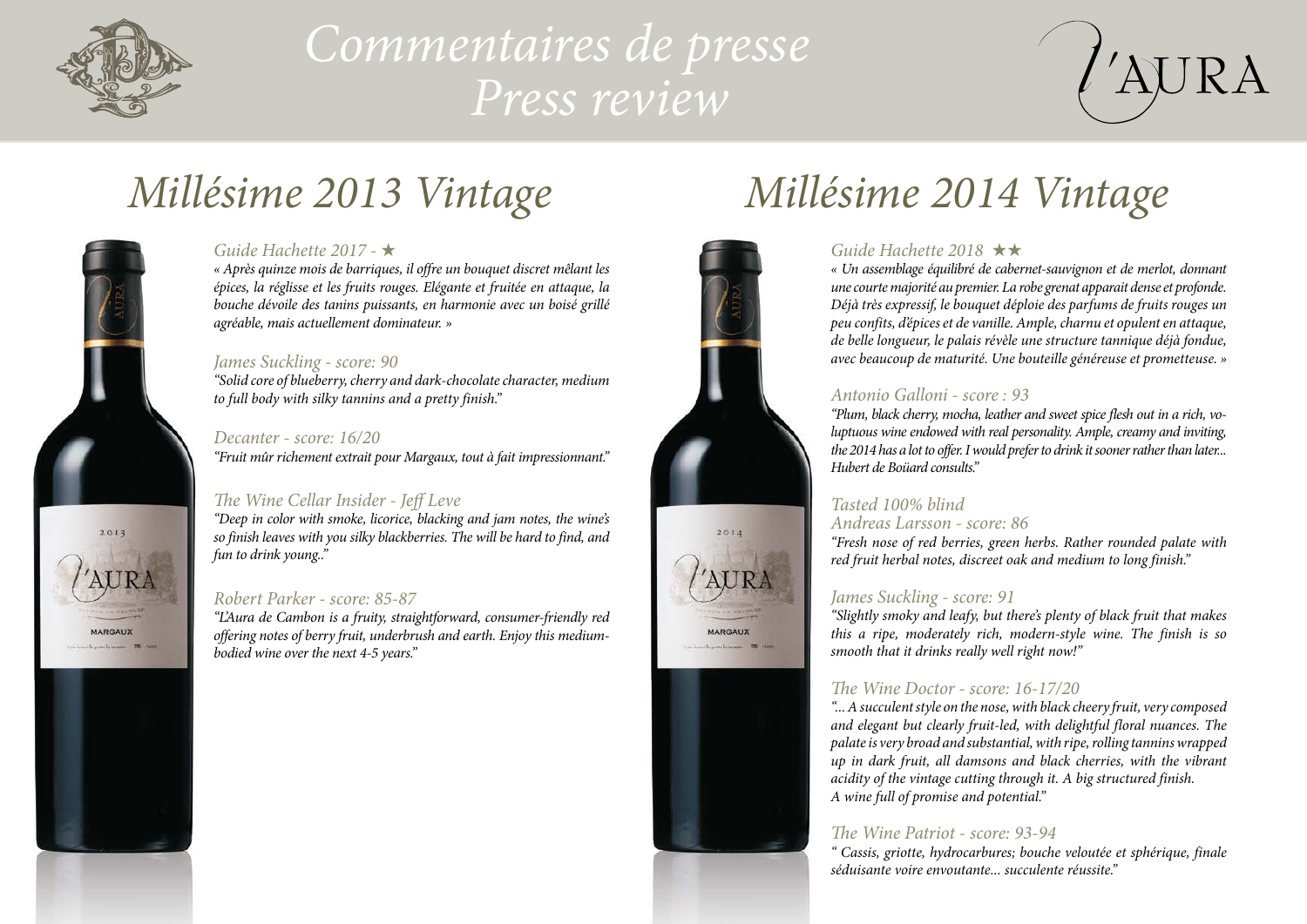# *Commentaires de presse*
# *Press review*

## *Millésime 2013 Vintage*

*Guide Hachette 2017 - ★*

*« Après quinze mois de barriques, il offre un bouquet discret mêlant les épices, la réglisse et les fruits rouges. Elégante et fruitée en attaque, la bouche dévoile des tanins puissants, en harmonie avec un boisé grillé agréable, mais actuellement dominateur. »*

*James Suckling - score: 90*

*"Solid core of blueberry, cherry and dark-chocolate character, medium to full body with silky tannins and a pretty finish."*

*Decanter - score: 16/20*

*"Fruit mûr richement extrait pour Margaux, tout à fait impressionnant."*

*The Wine Cellar Insider - Jeff Leve*

*"Deep in color with smoke, licorice, blacking and jam notes, the wine's so finish leaves with you silky blackberries. The will be hard to find, and fun to drink young.."*

*Robert Parker - score: 85-87*

*"L'Aura de Cambon is a fruity, straightforward, consumer-friendly red offering notes of berry fruit, underbrush and earth. Enjoy this medium-bodied wine over the next 4-5 years."*

## *Millésime 2014 Vintage*

*Guide Hachette 2018 ★★*

*« Un assemblage équilibré de cabernet-sauvignon et de merlot, donnant une courte majorité au premier. La robe grenat apparait dense et profonde. Déjà très expressif, le bouquet déploie des parfums de fruits rouges un peu confits, d'épices et de vanille. Ample, charnu et opulent en attaque, de belle longueur, le palais révèle une structure tannique déjà fondue, avec beaucoup de maturité. Une bouteille généreuse et prometteuse. »*

*Antonio Galloni - score : 93*

*"Plum, black cherry, mocha, leather and sweet spice flesh out in a rich, voluptuous wine endowed with real personality. Ample, creamy and inviting, the 2014 has a lot to offer. I would prefer to drink it sooner rather than later... Hubert de Boüard consults."*

*Tasted 100% blind*

*Andreas Larsson - score: 86*

*"Fresh nose of red berries, green herbs. Rather rounded palate with red fruit herbal notes, discreet oak and medium to long finish."*

*James Suckling - score: 91*

*"Slightly smoky and leafy, but there's plenty of black fruit that makes this a ripe, moderately rich, modern-style wine. The finish is so smooth that it drinks really well right now!"*

*The Wine Doctor - score: 16-17/20*

*"... A succulent style on the nose, with black cheery fruit, very composed and elegant but clearly fruit-led, with delightful floral nuances. The palate is very broad and substantial, with ripe, rolling tannins wrapped up in dark fruit, all damsons and black cherries, with the vibrant acidity of the vintage cutting through it. A big structured finish. A wine full of promise and potential."*

*The Wine Patriot - score: 93-94*

*" Cassis, griotte, hydrocarbures; bouche veloutée et sphérique, finale séduisante voire envoutante... succulente réussite."*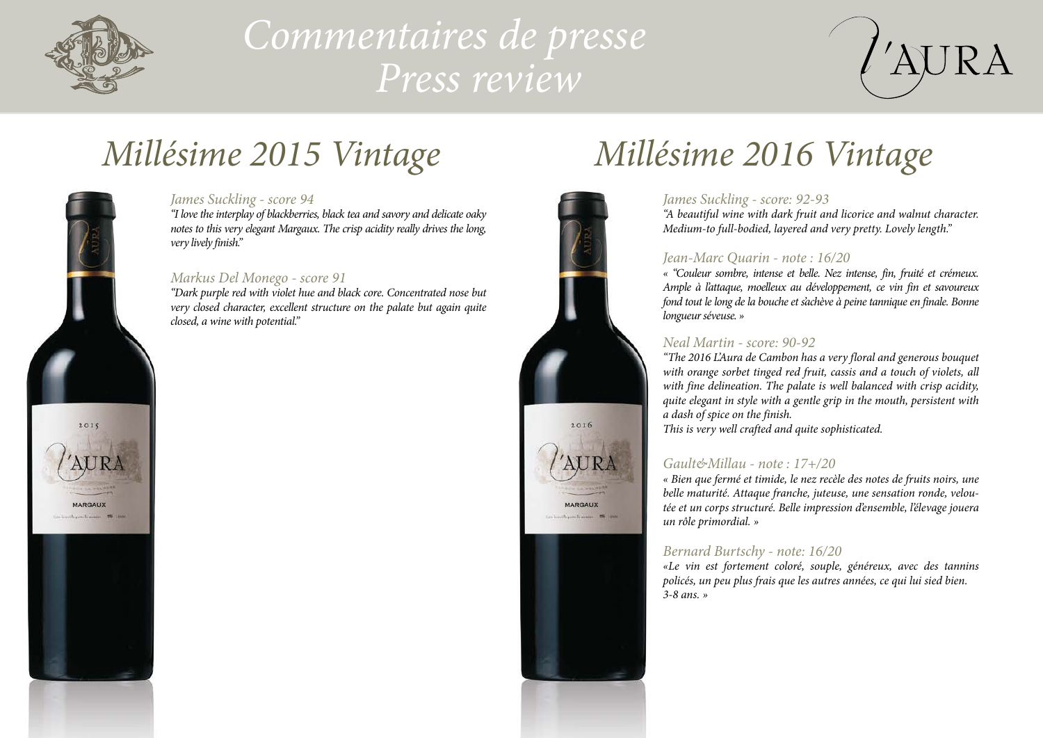# Commentaires de presse
# Press review

L'AURA

## Millésime 2015 Vintage

### James Suckling - score 94

*"I love the interplay of blackberries, black tea and savory and delicate oaky notes to this very elegant Margaux. The crisp acidity really drives the long, very lively finish."*

### Markus Del Monego - score 91

*"Dark purple red with violet hue and black core. Concentrated nose but very closed character, excellent structure on the palate but again quite closed, a wine with potential."*

## Millésime 2016 Vintage

### James Suckling - score: 92-93

*"A beautiful wine with dark fruit and licorice and walnut character. Medium-to full-bodied, layered and very pretty. Lovely length."*

### Jean-Marc Quarin - note : 16/20

*« "Couleur sombre, intense et belle. Nez intense, fin, fruité et crémeux. Ample à l'attaque, moelleux au développement, ce vin fin et savoureux fond tout le long de la bouche et s'achève à peine tannique en finale. Bonne longueur séveuse. »*

### Neal Martin - score: 90-92

*"The 2016 L'Aura de Cambon has a very floral and generous bouquet with orange sorbet tinged red fruit, cassis and a touch of violets, all with fine delineation. The palate is well balanced with crisp acidity, quite elegant in style with a gentle grip in the mouth, persistent with a dash of spice on the finish.*
*This is very well crafted and quite sophisticated.*

### Gault&Millau - note : 17+/20

*« Bien que fermé et timide, le nez recèle des notes de fruits noirs, une belle maturité. Attaque franche, juteuse, une sensation ronde, veloutée et un corps structuré. Belle impression d'ensemble, l'élevage jouera un rôle primordial. »*

### Bernard Burtschy - note: 16/20

*«Le vin est fortement coloré, souple, généreux, avec des tannins policés, un peu plus frais que les autres années, ce qui lui sied bien. 3-8 ans. »*